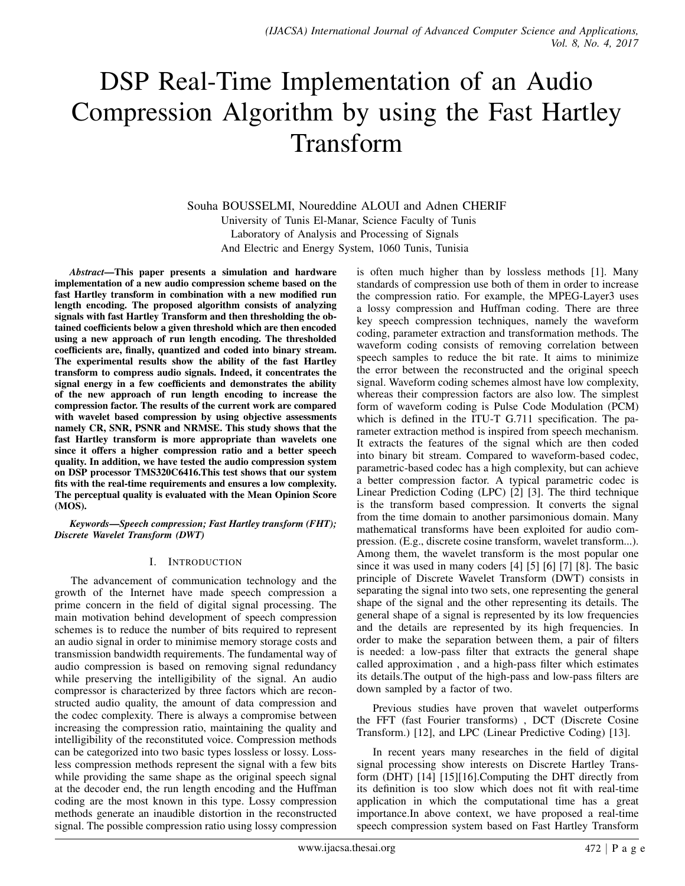# DSP Real-Time Implementation of an Audio Compression Algorithm by using the Fast Hartley Transform

Souha BOUSSELMI, Noureddine ALOUI and Adnen CHERIF
University of Tunis El-Manar, Science Faculty of Tunis
Laboratory of Analysis and Processing of Signals
And Electric and Energy System, 1060 Tunis, Tunisia

***Abstract*—This paper presents a simulation and hardware implementation of a new audio compression scheme based on the fast Hartley transform in combination with a new modified run length encoding. The proposed algorithm consists of analyzing signals with fast Hartley Transform and then thresholding the obtained coefficients below a given threshold which are then encoded using a new approach of run length encoding. The thresholded coefficients are, finally, quantized and coded into binary stream. The experimental results show the ability of the fast Hartley transform to compress audio signals. Indeed, it concentrates the signal energy in a few coefficients and demonstrates the ability of the new approach of run length encoding to increase the compression factor. The results of the current work are compared with wavelet based compression by using objective assessments namely CR, SNR, PSNR and NRMSE. This study shows that the fast Hartley transform is more appropriate than wavelets one since it offers a higher compression ratio and a better speech quality. In addition, we have tested the audio compression system on DSP processor TMS320C6416.This test shows that our system fits with the real-time requirements and ensures a low complexity. The perceptual quality is evaluated with the Mean Opinion Score (MOS).**

***Keywords*—Speech compression; Fast Hartley transform (FHT); Discrete Wavelet Transform (DWT)**

## I. INTRODUCTION

The advancement of communication technology and the growth of the Internet have made speech compression a prime concern in the field of digital signal processing. The main motivation behind development of speech compression schemes is to reduce the number of bits required to represent an audio signal in order to minimise memory storage costs and transmission bandwidth requirements. The fundamental way of audio compression is based on removing signal redundancy while preserving the intelligibility of the signal. An audio compressor is characterized by three factors which are reconstructed audio quality, the amount of data compression and the codec complexity. There is always a compromise between increasing the compression ratio, maintaining the quality and intelligibility of the reconstituted voice. Compression methods can be categorized into two basic types lossless or lossy. Lossless compression methods represent the signal with a few bits while providing the same shape as the original speech signal at the decoder end, the run length encoding and the Huffman coding are the most known in this type. Lossy compression methods generate an inaudible distortion in the reconstructed signal. The possible compression ratio using lossy compression is often much higher than by lossless methods [1]. Many standards of compression use both of them in order to increase the compression ratio. For example, the MPEG-Layer3 uses a lossy compression and Huffman coding. There are three key speech compression techniques, namely the waveform coding, parameter extraction and transformation methods. The waveform coding consists of removing correlation between speech samples to reduce the bit rate. It aims to minimize the error between the reconstructed and the original speech signal. Waveform coding schemes almost have low complexity, whereas their compression factors are also low. The simplest form of waveform coding is Pulse Code Modulation (PCM) which is defined in the ITU-T G.711 specification. The parameter extraction method is inspired from speech mechanism. It extracts the features of the signal which are then coded into binary bit stream. Compared to waveform-based codec, parametric-based codec has a high complexity, but can achieve a better compression factor. A typical parametric codec is Linear Prediction Coding (LPC) [2] [3]. The third technique is the transform based compression. It converts the signal from the time domain to another parsimonious domain. Many mathematical transforms have been exploited for audio compression. (E.g., discrete cosine transform, wavelet transform...). Among them, the wavelet transform is the most popular one since it was used in many coders [4] [5] [6] [7] [8]. The basic principle of Discrete Wavelet Transform (DWT) consists in separating the signal into two sets, one representing the general shape of the signal and the other representing its details. The general shape of a signal is represented by its low frequencies and the details are represented by its high frequencies. In order to make the separation between them, a pair of filters is needed: a low-pass filter that extracts the general shape called approximation , and a high-pass filter which estimates its details.The output of the high-pass and low-pass filters are down sampled by a factor of two.

Previous studies have proven that wavelet outperforms the FFT (fast Fourier transforms) , DCT (Discrete Cosine Transform.) [12], and LPC (Linear Predictive Coding) [13].

In recent years many researches in the field of digital signal processing show interests on Discrete Hartley Transform (DHT) [14] [15][16].Computing the DHT directly from its definition is too slow which does not fit with real-time application in which the computational time has a great importance.In above context, we have proposed a real-time speech compression system based on Fast Hartley Transform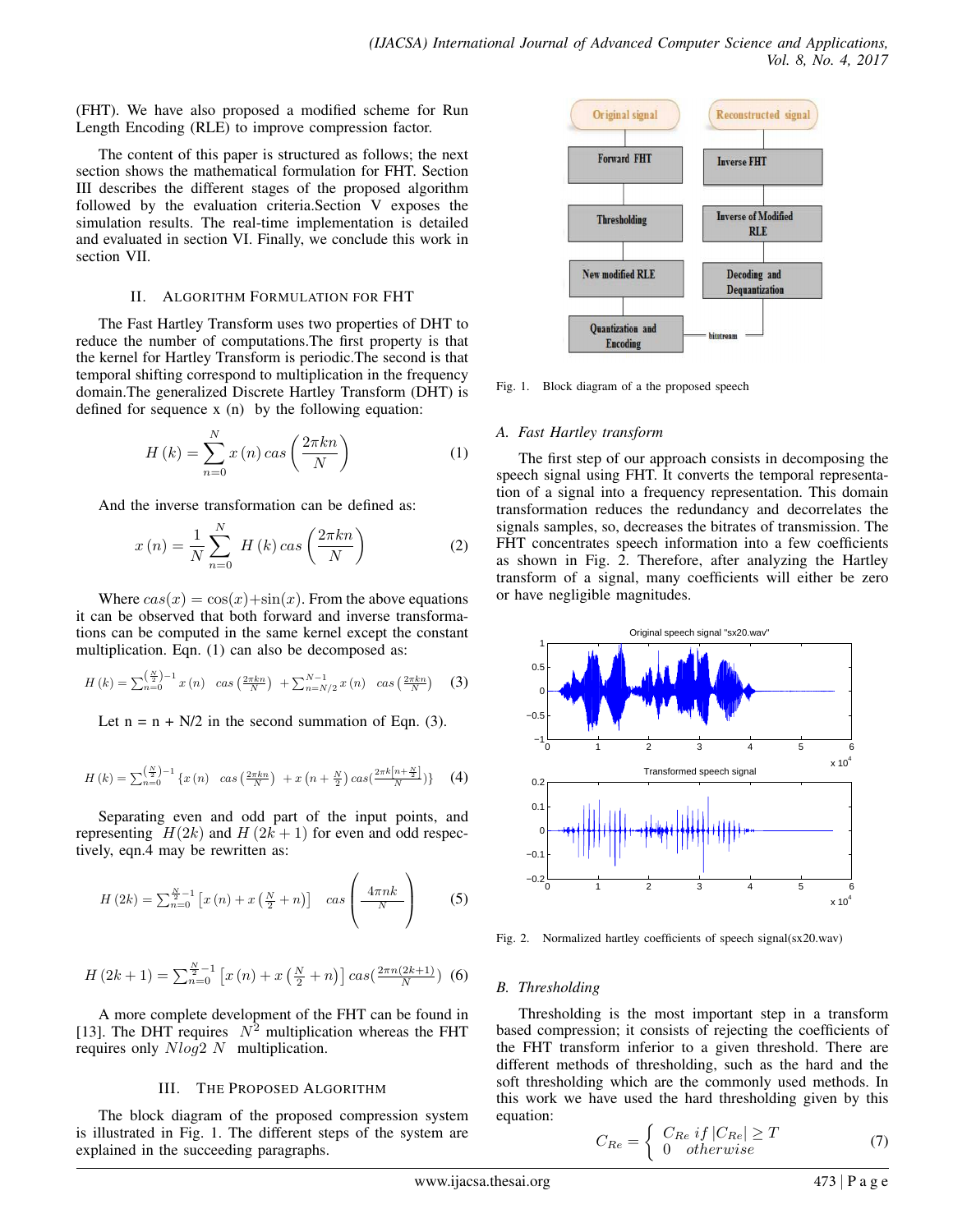(FHT). We have also proposed a modified scheme for Run Length Encoding (RLE) to improve compression factor.

The content of this paper is structured as follows; the next section shows the mathematical formulation for FHT. Section III describes the different stages of the proposed algorithm followed by the evaluation criteria.Section V exposes the simulation results. The real-time implementation is detailed and evaluated in section VI. Finally, we conclude this work in section VII.

## II. Algorithm Formulation for FHT

The Fast Hartley Transform uses two properties of DHT to reduce the number of computations.The first property is that the kernel for Hartley Transform is periodic.The second is that temporal shifting correspond to multiplication in the frequency domain.The generalized Discrete Hartley Transform (DHT) is defined for sequence x (n) by the following equation:

$$H(k) = \sum_{n=0}^{N} x(n)\, cas\left(\frac{2\pi kn}{N}\right) \quad (1)$$

And the inverse transformation can be defined as:

$$x(n) = \frac{1}{N}\sum_{n=0}^{N} H(k)\, cas\left(\frac{2\pi kn}{N}\right) \quad (2)$$

Where $cas(x) = \cos(x)+\sin(x)$. From the above equations it can be observed that both forward and inverse transformations can be computed in the same kernel except the constant multiplication. Eqn. (1) can also be decomposed as:

$$H(k) = \sum_{n=0}^{\left(\frac{N}{2}\right)-1} x(n)\;\; cas\left(\frac{2\pi kn}{N}\right) \; + \sum_{n=N/2}^{N-1} x(n)\;\; cas\left(\frac{2\pi kn}{N}\right) \quad (3)$$

Let n = n + N/2 in the second summation of Eqn. (3).

$$H(k) = \sum_{n=0}^{\left(\frac{N}{2}\right)-1} \left\{x(n)\;\; cas\left(\frac{2\pi kn}{N}\right) \; + x\left(n+\frac{N}{2}\right) cas\left(\frac{2\pi k\left[n+\frac{N}{2}\right]}{N}\right)\right\} \quad (4)$$

Separating even and odd part of the input points, and representing $H(2k)$ and $H(2k+1)$ for even and odd respectively, eqn.4 may be rewritten as:

$$H(2k) = \sum_{n=0}^{\frac{N}{2}-1} \left[x(n) + x\left(\frac{N}{2}+n\right)\right] \quad cas\left(\frac{4\pi nk}{N}\right) \quad (5)$$

$$H(2k+1) = \sum_{n=0}^{\frac{N}{2}-1} \left[x(n) + x\left(\frac{N}{2}+n\right)\right] cas\left(\frac{2\pi n(2k+1)}{N}\right) \quad (6)$$

A more complete development of the FHT can be found in [13]. The DHT requires $N^2$ multiplication whereas the FHT requires only $N log2\ N$ multiplication.

## III. The Proposed Algorithm

The block diagram of the proposed compression system is illustrated in Fig. 1. The different steps of the system are explained in the succeeding paragraphs.

Fig. 1. Block diagram of a the proposed speech

### A. Fast Hartley transform

The first step of our approach consists in decomposing the speech signal using FHT. It converts the temporal representation of a signal into a frequency representation. This domain transformation reduces the redundancy and decorrelates the signals samples, so, decreases the bitrates of transmission. The FHT concentrates speech information into a few coefficients as shown in Fig. 2. Therefore, after analyzing the Hartley transform of a signal, many coefficients will either be zero or have negligible magnitudes.

Fig. 2. Normalized hartley coefficients of speech signal(sx20.wav)

### B. Thresholding

Thresholding is the most important step in a transform based compression; it consists of rejecting the coefficients of the FHT transform inferior to a given threshold. There are different methods of thresholding, such as the hard and the soft thresholding which are the commonly used methods. In this work we have used the hard thresholding given by this equation:

$$C_{Re} = \begin{cases} C_{Re}\; if\; |C_{Re}| \geq T \\ 0 \quad otherwise \end{cases} \quad (7)$$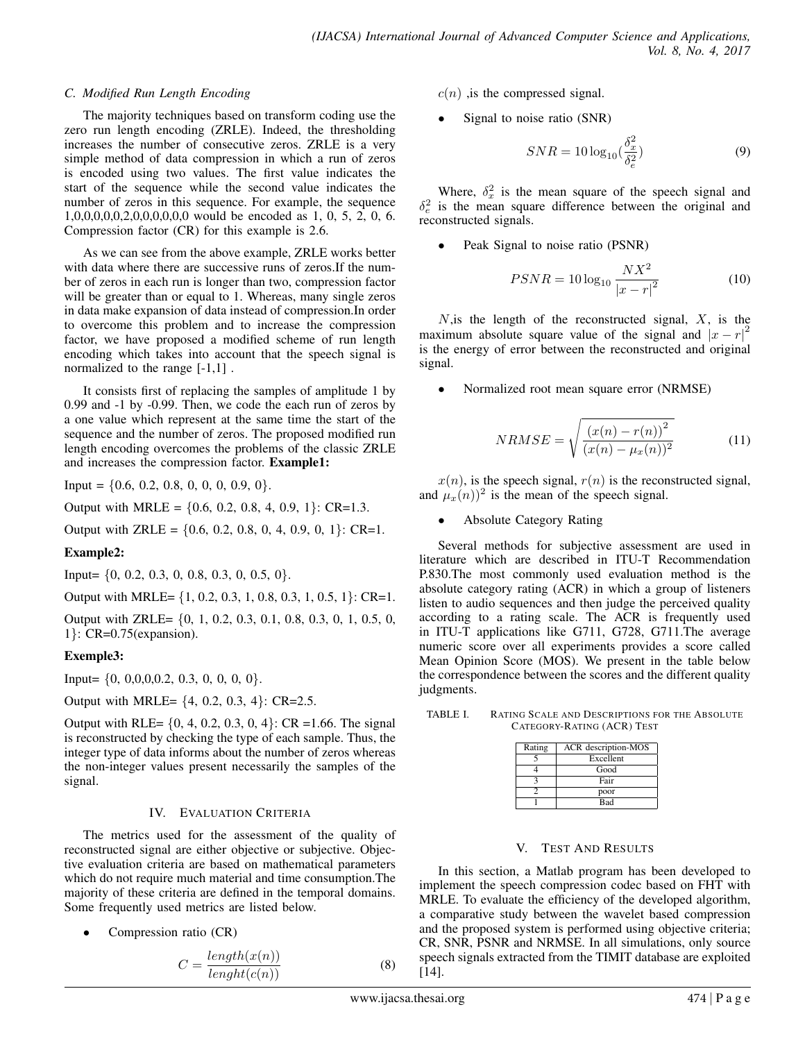### C. Modified Run Length Encoding

The majority techniques based on transform coding use the zero run length encoding (ZRLE). Indeed, the thresholding increases the number of consecutive zeros. ZRLE is a very simple method of data compression in which a run of zeros is encoded using two values. The first value indicates the start of the sequence while the second value indicates the number of zeros in this sequence. For example, the sequence 1,0,0,0,0,0,2,0,0,0,0,0,0 would be encoded as 1, 0, 5, 2, 0, 6. Compression factor (CR) for this example is 2.6.

As we can see from the above example, ZRLE works better with data where there are successive runs of zeros.If the number of zeros in each run is longer than two, compression factor will be greater than or equal to 1. Whereas, many single zeros in data make expansion of data instead of compression.In order to overcome this problem and to increase the compression factor, we have proposed a modified scheme of run length encoding which takes into account that the speech signal is normalized to the range [-1,1] .

It consists first of replacing the samples of amplitude 1 by 0.99 and -1 by -0.99. Then, we code the each run of zeros by a one value which represent at the same time the start of the sequence and the number of zeros. The proposed modified run length encoding overcomes the problems of the classic ZRLE and increases the compression factor. **Example1:**

Input = {0.6, 0.2, 0.8, 0, 0, 0, 0.9, 0}.

Output with MRLE = {0.6, 0.2, 0.8, 4, 0.9, 1}: CR=1.3.

Output with ZRLE = {0.6, 0.2, 0.8, 0, 4, 0.9, 0, 1}: CR=1.

**Example2:**

Input= {0, 0.2, 0.3, 0, 0.8, 0.3, 0, 0.5, 0}.

Output with MRLE= {1, 0.2, 0.3, 1, 0.8, 0.3, 1, 0.5, 1}: CR=1.

Output with ZRLE= {0, 1, 0.2, 0.3, 0.1, 0.8, 0.3, 0, 1, 0.5, 0, 1}: CR=0.75(expansion).

**Exemple3:**

Input= {0, 0,0,0,0.2, 0.3, 0, 0, 0, 0}.

Output with MRLE= {4, 0.2, 0.3, 4}: CR=2.5.

Output with RLE= {0, 4, 0.2, 0.3, 0, 4}: CR =1.66. The signal is reconstructed by checking the type of each sample. Thus, the integer type of data informs about the number of zeros whereas the non-integer values present necessarily the samples of the signal.

## IV. Evaluation Criteria

The metrics used for the assessment of the quality of reconstructed signal are either objective or subjective. Objective evaluation criteria are based on mathematical parameters which do not require much material and time consumption.The majority of these criteria are defined in the temporal domains. Some frequently used metrics are listed below.

- Compression ratio (CR)

$$C = \frac{length(x(n))}{lenght(c(n))} \tag{8}$$

$c(n)$ ,is the compressed signal.

- Signal to noise ratio (SNR)

$$SNR = 10\log_{10}(\frac{\delta_x^2}{\delta_e^2}) \tag{9}$$

Where, $\delta_x^2$ is the mean square of the speech signal and $\delta_e^2$ is the mean square difference between the original and reconstructed signals.

- Peak Signal to noise ratio (PSNR)

$$PSNR = 10\log_{10}\frac{NX^2}{|x-r|^2} \tag{10}$$

$N$,is the length of the reconstructed signal, $X$, is the maximum absolute square value of the signal and $|x-r|^2$ is the energy of error between the reconstructed and original signal.

- Normalized root mean square error (NRMSE)

$$NRMSE = \sqrt{\frac{(x(n)-r(n))^2}{(x(n)-\mu_x(n))^2}} \tag{11}$$

$x(n)$, is the speech signal, $r(n)$ is the reconstructed signal, and $\mu_x(n))^2$ is the mean of the speech signal.

- Absolute Category Rating

Several methods for subjective assessment are used in literature which are described in ITU-T Recommendation P.830.The most commonly used evaluation method is the absolute category rating (ACR) in which a group of listeners listen to audio sequences and then judge the perceived quality according to a rating scale. The ACR is frequently used in ITU-T applications like G711, G728, G711.The average numeric score over all experiments provides a score called Mean Opinion Score (MOS). We present in the table below the correspondence between the scores and the different quality judgments.

TABLE I. Rating Scale and Descriptions for the Absolute Category-Rating (ACR) Test

| Rating | ACR description-MOS |
|---|---|
| 5 | Excellent |
| 4 | Good |
| 3 | Fair |
| 2 | poor |
| 1 | Bad |

## V. Test And Results

In this section, a Matlab program has been developed to implement the speech compression codec based on FHT with MRLE. To evaluate the efficiency of the developed algorithm, a comparative study between the wavelet based compression and the proposed system is performed using objective criteria; CR, SNR, PSNR and NRMSE. In all simulations, only source speech signals extracted from the TIMIT database are exploited [14].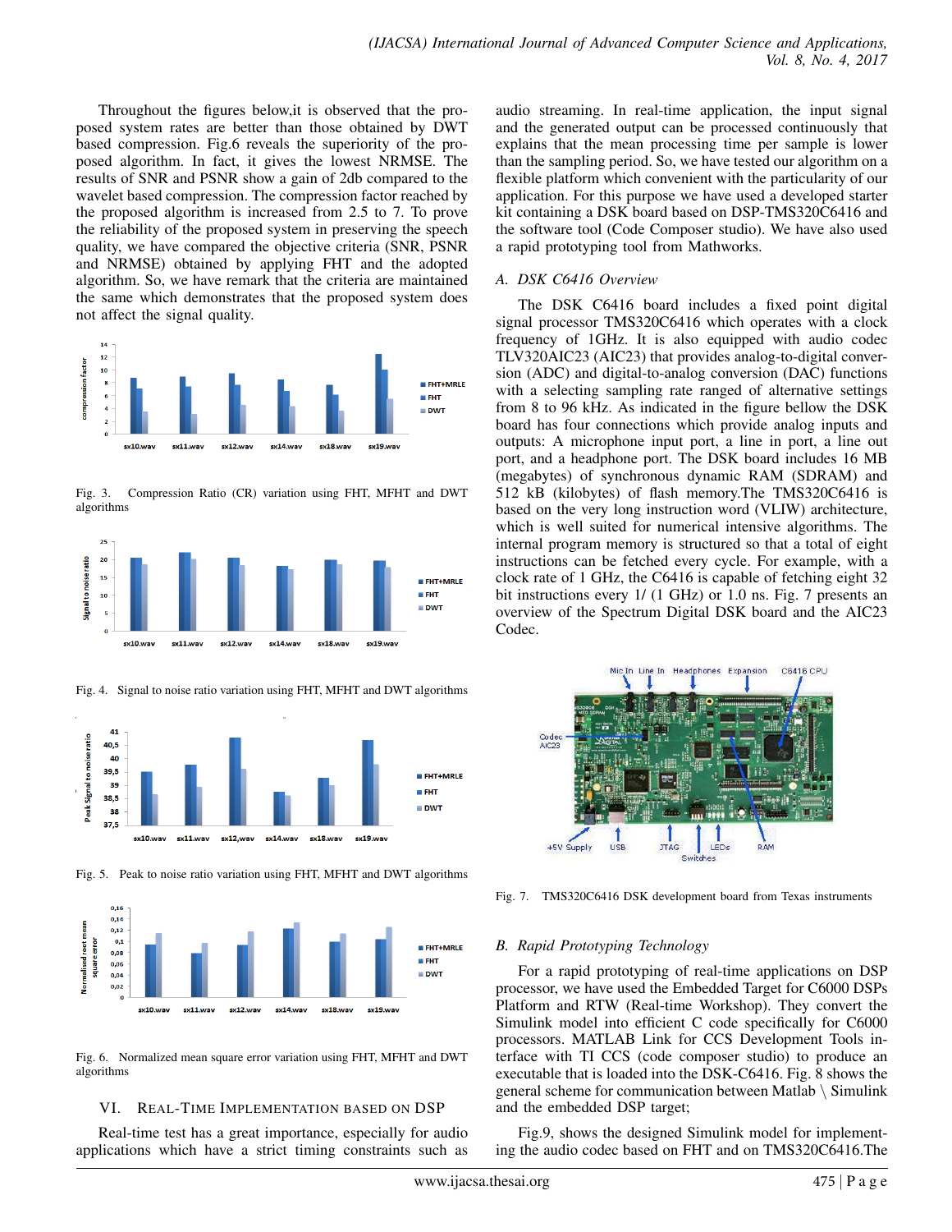Throughout the figures below,it is observed that the proposed system rates are better than those obtained by DWT based compression. Fig.6 reveals the superiority of the proposed algorithm. In fact, it gives the lowest NRMSE. The results of SNR and PSNR show a gain of 2db compared to the wavelet based compression. The compression factor reached by the proposed algorithm is increased from 2.5 to 7. To prove the reliability of the proposed system in preserving the speech quality, we have compared the objective criteria (SNR, PSNR and NRMSE) obtained by applying FHT and the adopted algorithm. So, we have remark that the criteria are maintained the same which demonstrates that the proposed system does not affect the signal quality.

Fig. 3. Compression Ratio (CR) variation using FHT, MFHT and DWT algorithms

Fig. 4. Signal to noise ratio variation using FHT, MFHT and DWT algorithms

Fig. 5. Peak to noise ratio variation using FHT, MFHT and DWT algorithms

Fig. 6. Normalized mean square error variation using FHT, MFHT and DWT algorithms

## VI. Real-Time Implementation Based on DSP

Real-time test has a great importance, especially for audio applications which have a strict timing constraints such as audio streaming. In real-time application, the input signal and the generated output can be processed continuously that explains that the mean processing time per sample is lower than the sampling period. So, we have tested our algorithm on a flexible platform which convenient with the particularity of our application. For this purpose we have used a developed starter kit containing a DSK board based on DSP-TMS320C6416 and the software tool (Code Composer studio). We have also used a rapid prototyping tool from Mathworks.

### A. DSK C6416 Overview

The DSK C6416 board includes a fixed point digital signal processor TMS320C6416 which operates with a clock frequency of 1GHz. It is also equipped with audio codec TLV320AIC23 (AIC23) that provides analog-to-digital conversion (ADC) and digital-to-analog conversion (DAC) functions with a selecting sampling rate ranged of alternative settings from 8 to 96 kHz. As indicated in the figure bellow the DSK board has four connections which provide analog inputs and outputs: A microphone input port, a line in port, a line out port, and a headphone port. The DSK board includes 16 MB (megabytes) of synchronous dynamic RAM (SDRAM) and 512 kB (kilobytes) of flash memory.The TMS320C6416 is based on the very long instruction word (VLIW) architecture, which is well suited for numerical intensive algorithms. The internal program memory is structured so that a total of eight instructions can be fetched every cycle. For example, with a clock rate of 1 GHz, the C6416 is capable of fetching eight 32 bit instructions every 1/ (1 GHz) or 1.0 ns. Fig. 7 presents an overview of the Spectrum Digital DSK board and the AIC23 Codec.

Fig. 7. TMS320C6416 DSK development board from Texas instruments

### B. Rapid Prototyping Technology

For a rapid prototyping of real-time applications on DSP processor, we have used the Embedded Target for C6000 DSPs Platform and RTW (Real-time Workshop). They convert the Simulink model into efficient C code specifically for C6000 processors. MATLAB Link for CCS Development Tools interface with TI CCS (code composer studio) to produce an executable that is loaded into the DSK-C6416. Fig. 8 shows the general scheme for communication between Matlab \ Simulink and the embedded DSP target;

Fig.9, shows the designed Simulink model for implementing the audio codec based on FHT and on TMS320C6416.The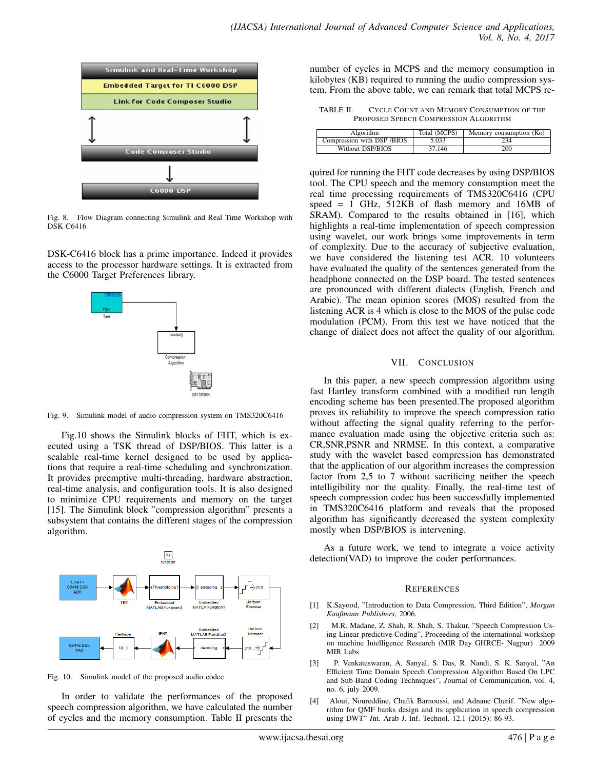Fig. 8. Flow Diagram connecting Simulink and Real Time Workshop with DSK C6416

DSK-C6416 block has a prime importance. Indeed it provides access to the processor hardware settings. It is extracted from the C6000 Target Preferences library.

Fig. 9. Simulink model of audio compression system on TMS320C6416

Fig.10 shows the Simulink blocks of FHT, which is executed using a TSK thread of DSP/BIOS. This latter is a scalable real-time kernel designed to be used by applications that require a real-time scheduling and synchronization. It provides preemptive multi-threading, hardware abstraction, real-time analysis, and configuration tools. It is also designed to minimize CPU requirements and memory on the target [15]. The Simulink block "compression algorithm" presents a subsystem that contains the different stages of the compression algorithm.

Fig. 10. Simulink model of the proposed audio codec

In order to validate the performances of the proposed speech compression algorithm, we have calculated the number of cycles and the memory consumption. Table II presents the number of cycles in MCPS and the memory consumption in kilobytes (KB) required to running the audio compression system. From the above table, we can remark that total MCPS required for running the FHT code decreases by using DSP/BIOS tool. The CPU speech and the memory consumption meet the real time processing requirements of TMS320C6416 (CPU speed = 1 GHz, 512KB of flash memory and 16MB of SRAM). Compared to the results obtained in [16], which highlights a real-time implementation of speech compression using wavelet, our work brings some improvements in term of complexity. Due to the accuracy of subjective evaluation, we have considered the listening test ACR. 10 volunteers have evaluated the quality of the sentences generated from the headphone connected on the DSP board. The tested sentences are pronounced with different dialects (English, French and Arabic). The mean opinion scores (MOS) resulted from the listening ACR is 4 which is close to the MOS of the pulse code modulation (PCM). From this test we have noticed that the change of dialect does not affect the quality of our algorithm.

TABLE II. Cycle Count and Memory Consumption of the Proposed Speech Compression Algorithm

| Algorithm | Total (MCPS) | Memory consumption (Ko) |
| --- | --- | --- |
| Compression with DSP /BIOS | 5.033 | 234 |
| Without DSP/BIOS | 37.146 | 200 |

## VII. Conclusion

In this paper, a new speech compression algorithm using fast Hartley transform combined with a modified run length encoding scheme has been presented.The proposed algorithm proves its reliability to improve the speech compression ratio without affecting the signal quality referring to the performance evaluation made using the objective criteria such as: CR,SNR,PSNR and NRMSE. In this context, a comparative study with the wavelet based compression has demonstrated that the application of our algorithm increases the compression factor from 2,5 to 7 without sacrificing neither the speech intelligibility nor the quality. Finally, the real-time test of speech compression codec has been successfully implemented in TMS320C6416 platform and reveals that the proposed algorithm has significantly decreased the system complexity mostly when DSP/BIOS is intervening.

As a future work, we tend to integrate a voice activity detection(VAD) to improve the coder performances.

## References

[1] K.Sayood, "Introduction to Data Compression, Third Edition", *Morgan Kaufmann Publishers*, 2006.

[2] M.R. Madane, Z. Shah, R. Shah, S. Thakur, "Speech Compression Using Linear predictive Coding", Proceeding of the international workshop on machine Intelligence Research (MIR Day GHRCE- Nagpur) 2009 MIR Labs

[3] P. Venkateswaran, A. Sanyal, S. Das, R. Nandi, S. K. Sanyal, "An Efficient Time Domain Speech Compression Algorithm Based On LPC and Sub-Band Coding Techniques", Journal of Communication, vol. 4, no. 6, july 2009.

[4] Aloui, Noureddine, Chafik Barnoussi, and Adnane Cherif. "New algorithm for QMF banks design and its application in speech compression using DWT" *Int. Arab J. Inf. Technol.* 12.1 (2015): 86-93.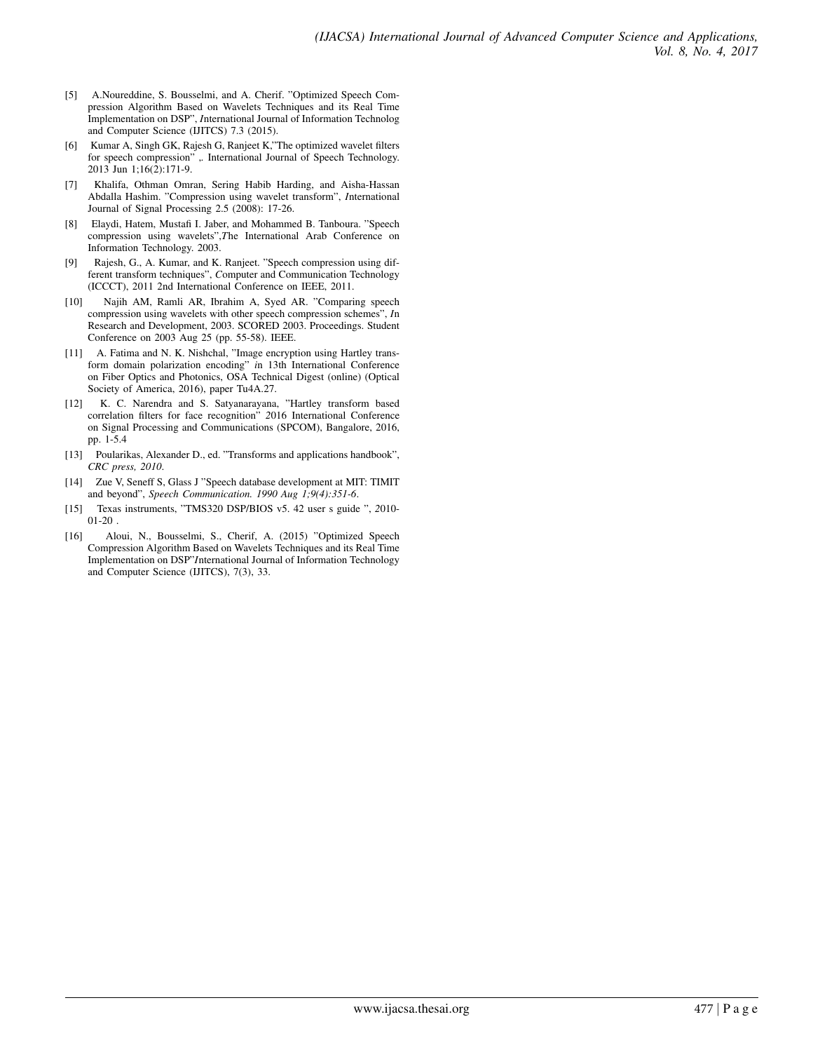[5] A.Noureddine, S. Bousselmi, and A. Cherif. "Optimized Speech Compression Algorithm Based on Wavelets Techniques and its Real Time Implementation on DSP", *I*nternational Journal of Information Technolog and Computer Science (IJITCS) 7.3 (2015).

[6] Kumar A, Singh GK, Rajesh G, Ranjeet K,"The optimized wavelet filters for speech compression" ,. International Journal of Speech Technology. 2013 Jun 1;16(2):171-9.

[7] Khalifa, Othman Omran, Sering Habib Harding, and Aisha-Hassan Abdalla Hashim. "Compression using wavelet transform", *I*nternational Journal of Signal Processing 2.5 (2008): 17-26.

[8] Elaydi, Hatem, Mustafi I. Jaber, and Mohammed B. Tanboura. "Speech compression using wavelets",*T*he International Arab Conference on Information Technology. 2003.

[9] Rajesh, G., A. Kumar, and K. Ranjeet. "Speech compression using different transform techniques", *C*omputer and Communication Technology (ICCCT), 2011 2nd International Conference on IEEE, 2011.

[10] Najih AM, Ramli AR, Ibrahim A, Syed AR. "Comparing speech compression using wavelets with other speech compression schemes", *I*n Research and Development, 2003. SCORED 2003. Proceedings. Student Conference on 2003 Aug 25 (pp. 55-58). IEEE.

[11] A. Fatima and N. K. Nishchal, "Image encryption using Hartley transform domain polarization encoding" *i*n 13th International Conference on Fiber Optics and Photonics, OSA Technical Digest (online) (Optical Society of America, 2016), paper Tu4A.27.

[12] K. C. Narendra and S. Satyanarayana, "Hartley transform based correlation filters for face recognition" *2*016 International Conference on Signal Processing and Communications (SPCOM), Bangalore, 2016, pp. 1-5.4

[13] Poularikas, Alexander D., ed. "Transforms and applications handbook", *CRC press, 2010*.

[14] Zue V, Seneff S, Glass J "Speech database development at MIT: TIMIT and beyond", *Speech Communication. 1990 Aug 1;9(4):351-6*.

[15] Texas instruments, "TMS320 DSP/BIOS v5. 42 user s guide ", *2*010-01-20 .

[16] Aloui, N., Bousselmi, S., Cherif, A. (2015) "Optimized Speech Compression Algorithm Based on Wavelets Techniques and its Real Time Implementation on DSP"*I*nternational Journal of Information Technology and Computer Science (IJITCS), 7(3), 33.